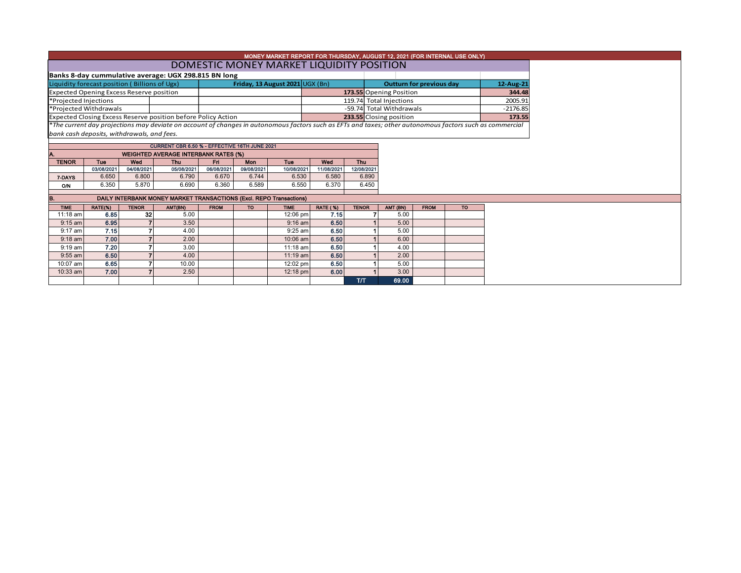MONEY MARKET REPORT FOR THURSDAY, AUGUST 12, 2021 (FOR INTERNAL USE ONLY)

# DOMESTIC MONEY MARKET LIQUIDITY POSITION

**Banks 8-day cummulative average: UGX 298.815 BN long**

| Liquidity forecast position ( Billions of Ugx) | **Friday, 13 August 2021** UGX (Bn) | **Outturn for previous day** | **12-Aug-21** |
|---|---|---|---|
| Expected Opening Excess Reserve position | **173.55** | Opening Position | **344.48** |
| *Projected Injections | 119.74 | Total Injections | 2005.91 |
| *Projected Withdrawals | -59.74 | Total Withdrawals | -2176.85 |
| Expected Closing Excess Reserve position before Policy Action | **233.55** | Closing position | **173.55** |

*\*The current day projections may deviate on account of changes in autonomous factors such as EFTs and taxes; other autonomous factors such as commercial bank cash deposits, withdrawals, and fees.*

CURRENT CBR 6.50 % - EFFECTIVE 16TH JUNE 2021

**A. WEIGHTED AVERAGE INTERBANK RATES (%)**

| TENOR | Tue | Wed | Thu | Fri | Mon | Tue | Wed | Thu |
|---|---|---|---|---|---|---|---|---|
| | 03/08/2021 | 04/08/2021 | 05/08/2021 | 06/08/2021 | 09/08/2021 | 10/08/2021 | 11/08/2021 | 12/08/2021 |
| 7-DAYS | 6.650 | 6.800 | 6.790 | 6.670 | 6.744 | 6.530 | 6.580 | 6.890 |
| O/N | 6.350 | 5.870 | 6.690 | 6.360 | 6.589 | 6.550 | 6.370 | 6.450 |

**B. DAILY INTERBANK MONEY MARKET TRANSACTIONS (Excl. REPO Transactions)**

| TIME | RATE(%) | TENOR | AMT(BN) | FROM | TO | TIME | RATE ( %) | TENOR | AMT (BN) | FROM | TO |
|---|---|---|---|---|---|---|---|---|---|---|---|
| 11:18 am | 6.85 | 32 | 5.00 | | | 12:06 pm | 7.15 | 7 | 5.00 | | |
| 9:15 am | 6.95 | 7 | 3.50 | | | 9:16 am | 6.50 | 1 | 5.00 | | |
| 9:17 am | 7.15 | 7 | 4.00 | | | 9:25 am | 6.50 | 1 | 5.00 | | |
| 9:18 am | 7.00 | 7 | 2.00 | | | 10:06 am | 6.50 | 1 | 6.00 | | |
| 9:19 am | 7.20 | 7 | 3.00 | | | 11:18 am | 6.50 | 1 | 4.00 | | |
| 9:55 am | 6.50 | 7 | 4.00 | | | 11:19 am | 6.50 | 1 | 2.00 | | |
| 10:07 am | 6.65 | 7 | 10.00 | | | 12:02 pm | 6.50 | 1 | 5.00 | | |
| 10:33 am | 7.00 | 7 | 2.50 | | | 12:18 pm | 6.00 | 1 | 3.00 | | |
| | | | | | | | | T/T | 69.00 | | |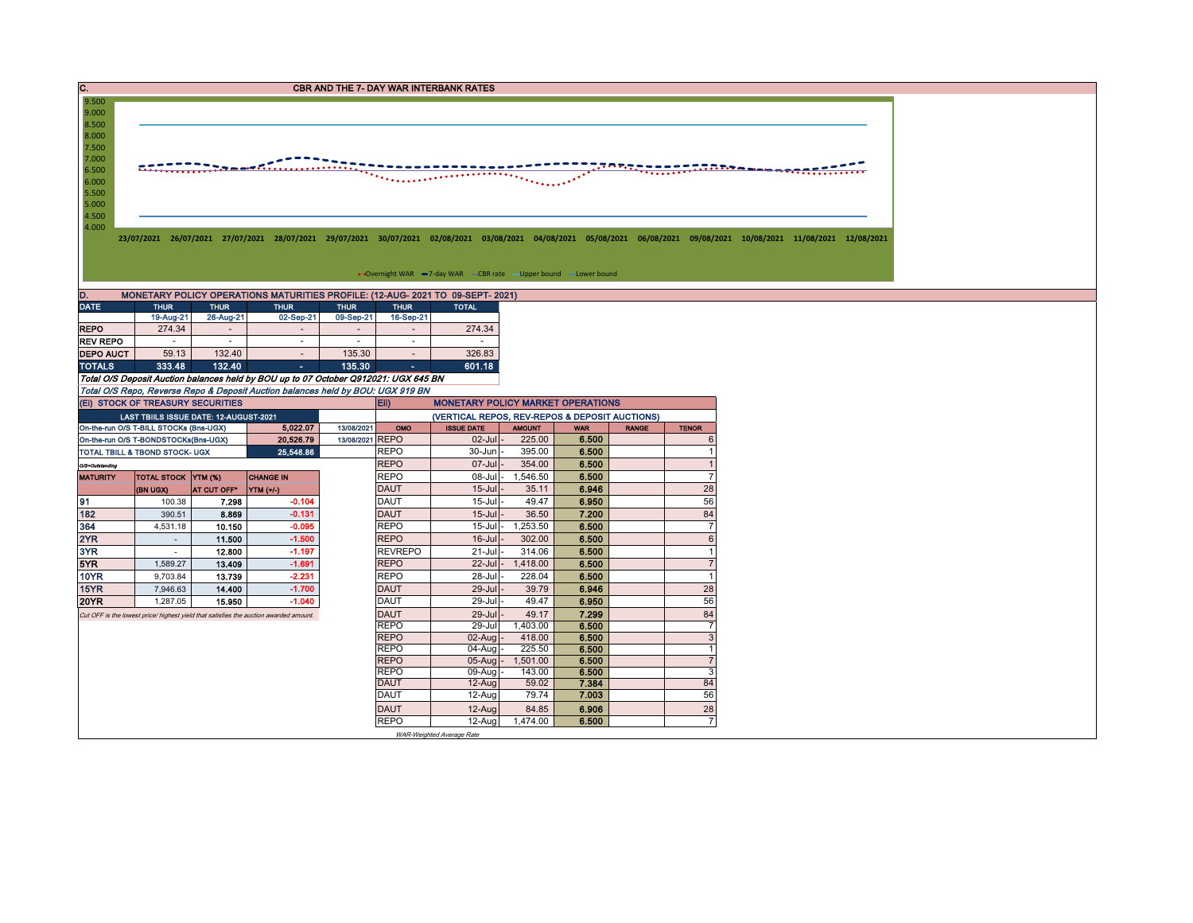## C. CBR AND THE 7- DAY WAR INTERBANK RATES

9.500
9.000
8.500
8.000
7.500
7.000
6.500
6.000
5.500
5.000
4.500
4.000

23/07/2021 26/07/2021 27/07/2021 28/07/2021 29/07/2021 30/07/2021 02/08/2021 03/08/2021 04/08/2021 05/08/2021 06/08/2021 09/08/2021 10/08/2021 11/08/2021 12/08/2021

Overnight WAR — 7-day WAR — CBR rate — Upper bound — Lower bound

## D. MONETARY POLICY OPERATIONS MATURITIES PROFILE: (12-AUG- 2021 TO 09-SEPT- 2021)

| DATE | THUR | THUR | THUR | THUR | THUR | TOTAL |
|---|---|---|---|---|---|---|
| | 19-Aug-21 | 26-Aug-21 | 02-Sep-21 | 09-Sep-21 | 16-Sep-21 | |
| REPO | 274.34 | - | - | - | - | 274.34 |
| REV REPO | - | - | - | - | - | - |
| DEPO AUCT | 59.13 | 132.40 | - | 135.30 | - | 326.83 |
| TOTALS | 333.48 | 132.40 | - | 135.30 | - | 601.18 |

*Total O/S Deposit Auction balances held by BOU up to 07 October Q912021: UGX 645 BN*

*Total O/S Repo, Reverse Repo & Deposit Auction balances held by BOU: UGX 919 BN*

## (Ei) STOCK OF TREASURY SECURITIES

| LAST TBIILS ISSUE DATE: 12-AUGUST-2021 | | |
|---|---|---|
| On-the-run O/S T-BILL STOCKs (Bns-UGX) | 5,022.07 | 13/08/2021 |
| On-the-run O/S T-BONDSTOCKs(Bns-UGX) | 20,526.79 | 13/08/2021 |
| TOTAL TBILL & TBOND STOCK- UGX | 25,548.86 | |

*O/S=Outstanding*

| MATURITY | TOTAL STOCK (BN UGX) | YTM (%) AT CUT OFF* | CHANGE IN YTM (+/-) |
|---|---|---|---|
| 91 | 100.38 | 7.298 | -0.104 |
| 182 | 390.51 | 8.869 | -0.131 |
| 364 | 4,531.18 | 10.150 | -0.095 |
| 2YR | - | 11.500 | -1.500 |
| 3YR | - | 12.800 | -1.197 |
| 5YR | 1,589.27 | 13.409 | -1.691 |
| 10YR | 9,703.84 | 13.739 | -2.231 |
| 15YR | 7,946.63 | 14.400 | -1.700 |
| 20YR | 1,287.05 | 15.950 | -1.040 |

*Cut OFF is the lowest price/ highest yield that satisfies the auction awarded amount.*

## Eii) MONETARY POLICY MARKET OPERATIONS

(VERTICAL REPOS, REV-REPOS & DEPOSIT AUCTIONS)

| OMO | ISSUE DATE | AMOUNT | WAR | RANGE | TENOR |
|---|---|---|---|---|---|
| REPO | 02-Jul | 225.00 | 6.500 | | 6 |
| REPO | 30-Jun | 395.00 | 6.500 | | 1 |
| REPO | 07-Jul | 354.00 | 6.500 | | 1 |
| REPO | 08-Jul | 1,546.50 | 6.500 | | 7 |
| DAUT | 15-Jul | 35.11 | 6.946 | | 28 |
| DAUT | 15-Jul | 49.47 | 6.950 | | 56 |
| DAUT | 15-Jul | 36.50 | 7.200 | | 84 |
| REPO | 15-Jul | 1,253.50 | 6.500 | | 7 |
| REPO | 16-Jul | 302.00 | 6.500 | | 6 |
| REVREPO | 21-Jul | 314.06 | 6.500 | | 1 |
| REPO | 22-Jul | 1,418.00 | 6.500 | | 7 |
| REPO | 28-Jul | 228.04 | 6.500 | | 1 |
| DAUT | 29-Jul | 39.79 | 6.946 | | 28 |
| DAUT | 29-Jul | 49.47 | 6.950 | | 56 |
| DAUT | 29-Jul | 49.17 | 7.299 | | 84 |
| REPO | 29-Jul | 1,403.00 | 6.500 | | 7 |
| REPO | 02-Aug | 418.00 | 6.500 | | 3 |
| REPO | 04-Aug | 225.50 | 6.500 | | 1 |
| REPO | 05-Aug | 1,501.00 | 6.500 | | 7 |
| REPO | 09-Aug | 143.00 | 6.500 | | 3 |
| DAUT | 12-Aug | 59.02 | 7.384 | | 84 |
| DAUT | 12-Aug | 79.74 | 7.003 | | 56 |
| DAUT | 12-Aug | 84.85 | 6.906 | | 28 |
| REPO | 12-Aug | 1,474.00 | 6.500 | | 7 |

*WAR-Weighted Average Rate*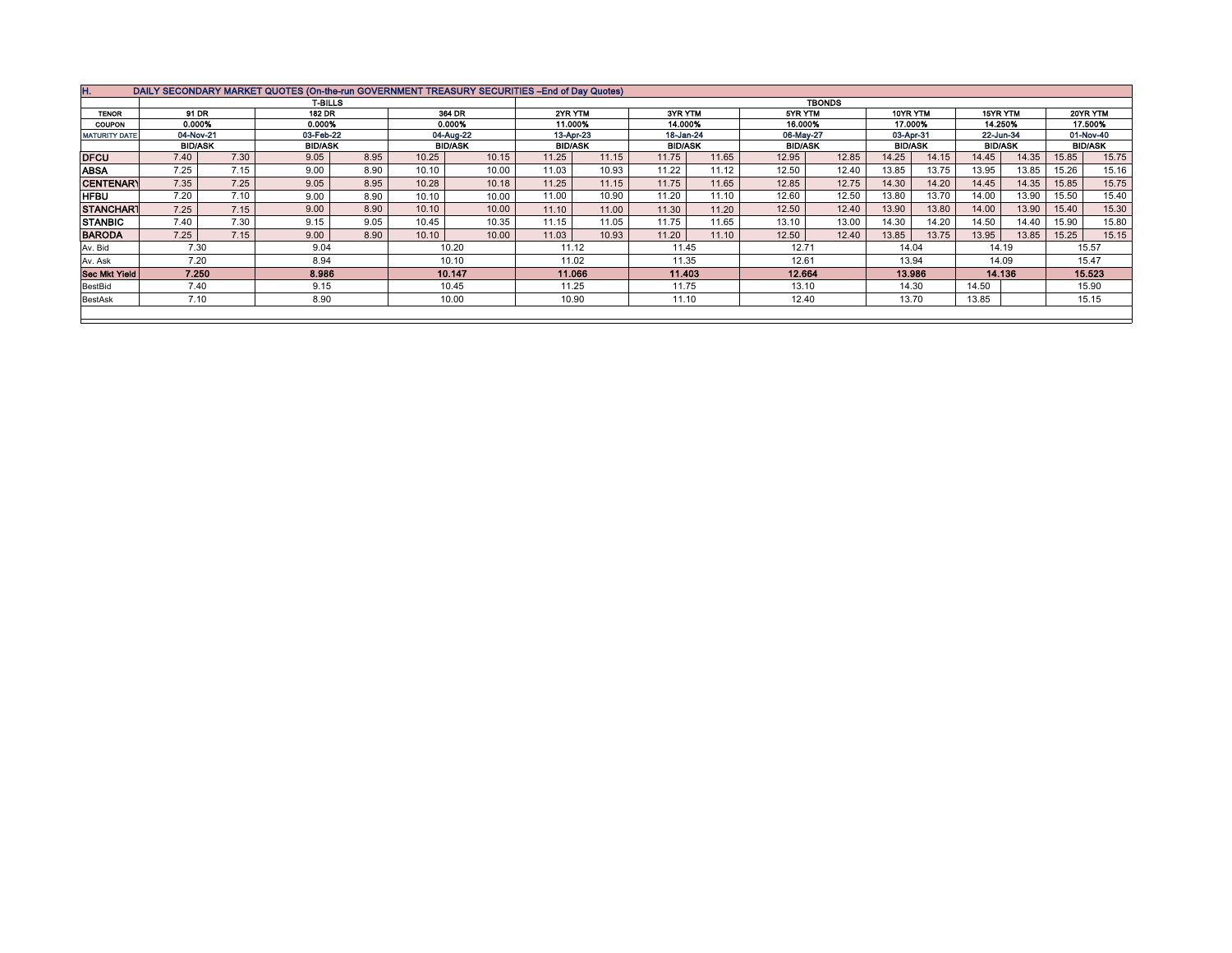| H. | DAILY SECONDARY MARKET QUOTES (On-the-run GOVERNMENT TREASURY SECURITIES –End of Day Quotes) | | | | | | | | | | | | | | | | | |
|---|---|---|---|---|---|---|---|---|---|---|---|---|---|---|---|---|---|---|
| | T-BILLS | | | | | | TBONDS | | | | | | | | | | | |
| TENOR | 91 DR | | 182 DR | | 364 DR | | 2YR YTM | | 3YR YTM | | 5YR YTM | | 10YR YTM | | 15YR YTM | | 20YR YTM | |
| COUPON | 0.000% | | 0.000% | | 0.000% | | 11.000% | | 14.000% | | 16.000% | | 17.000% | | 14.250% | | 17.500% | |
| MATURITY DATE | 04-Nov-21 | | 03-Feb-22 | | 04-Aug-22 | | 13-Apr-23 | | 18-Jan-24 | | 06-May-27 | | 03-Apr-31 | | 22-Jun-34 | | 01-Nov-40 | |
| | BID/ASK | | BID/ASK | | BID/ASK | | BID/ASK | | BID/ASK | | BID/ASK | | BID/ASK | | BID/ASK | | BID/ASK | |
| DFCU | 7.40 | 7.30 | 9.05 | 8.95 | 10.25 | 10.15 | 11.25 | 11.15 | 11.75 | 11.65 | 12.95 | 12.85 | 14.25 | 14.15 | 14.45 | 14.35 | 15.85 | 15.75 |
| ABSA | 7.25 | 7.15 | 9.00 | 8.90 | 10.10 | 10.00 | 11.03 | 10.93 | 11.22 | 11.12 | 12.50 | 12.40 | 13.85 | 13.75 | 13.95 | 13.85 | 15.26 | 15.16 |
| CENTENARY | 7.35 | 7.25 | 9.05 | 8.95 | 10.28 | 10.18 | 11.25 | 11.15 | 11.75 | 11.65 | 12.85 | 12.75 | 14.30 | 14.20 | 14.45 | 14.35 | 15.85 | 15.75 |
| HFBU | 7.20 | 7.10 | 9.00 | 8.90 | 10.10 | 10.00 | 11.00 | 10.90 | 11.20 | 11.10 | 12.60 | 12.50 | 13.80 | 13.70 | 14.00 | 13.90 | 15.50 | 15.40 |
| STANCHART | 7.25 | 7.15 | 9.00 | 8.90 | 10.10 | 10.00 | 11.10 | 11.00 | 11.30 | 11.20 | 12.50 | 12.40 | 13.90 | 13.80 | 14.00 | 13.90 | 15.40 | 15.30 |
| STANBIC | 7.40 | 7.30 | 9.15 | 9.05 | 10.45 | 10.35 | 11.15 | 11.05 | 11.75 | 11.65 | 13.10 | 13.00 | 14.30 | 14.20 | 14.50 | 14.40 | 15.90 | 15.80 |
| BARODA | 7.25 | 7.15 | 9.00 | 8.90 | 10.10 | 10.00 | 11.03 | 10.93 | 11.20 | 11.10 | 12.50 | 12.40 | 13.85 | 13.75 | 13.95 | 13.85 | 15.25 | 15.15 |
| Av. Bid | 7.30 | | 9.04 | | 10.20 | | 11.12 | | 11.45 | | 12.71 | | 14.04 | | 14.19 | | 15.57 | |
| Av. Ask | 7.20 | | 8.94 | | 10.10 | | 11.02 | | 11.35 | | 12.61 | | 13.94 | | 14.09 | | 15.47 | |
| Sec Mkt Yield | 7.250 | | 8.986 | | 10.147 | | 11.066 | | 11.403 | | 12.664 | | 13.986 | | 14.136 | | 15.523 | |
| BestBid | 7.40 | | 9.15 | | 10.45 | | 11.25 | | 11.75 | | 13.10 | | 14.30 | | 14.50 | | 15.90 | |
| BestAsk | 7.10 | | 8.90 | | 10.00 | | 10.90 | | 11.10 | | 12.40 | | 13.70 | | 13.85 | | 15.15 | |